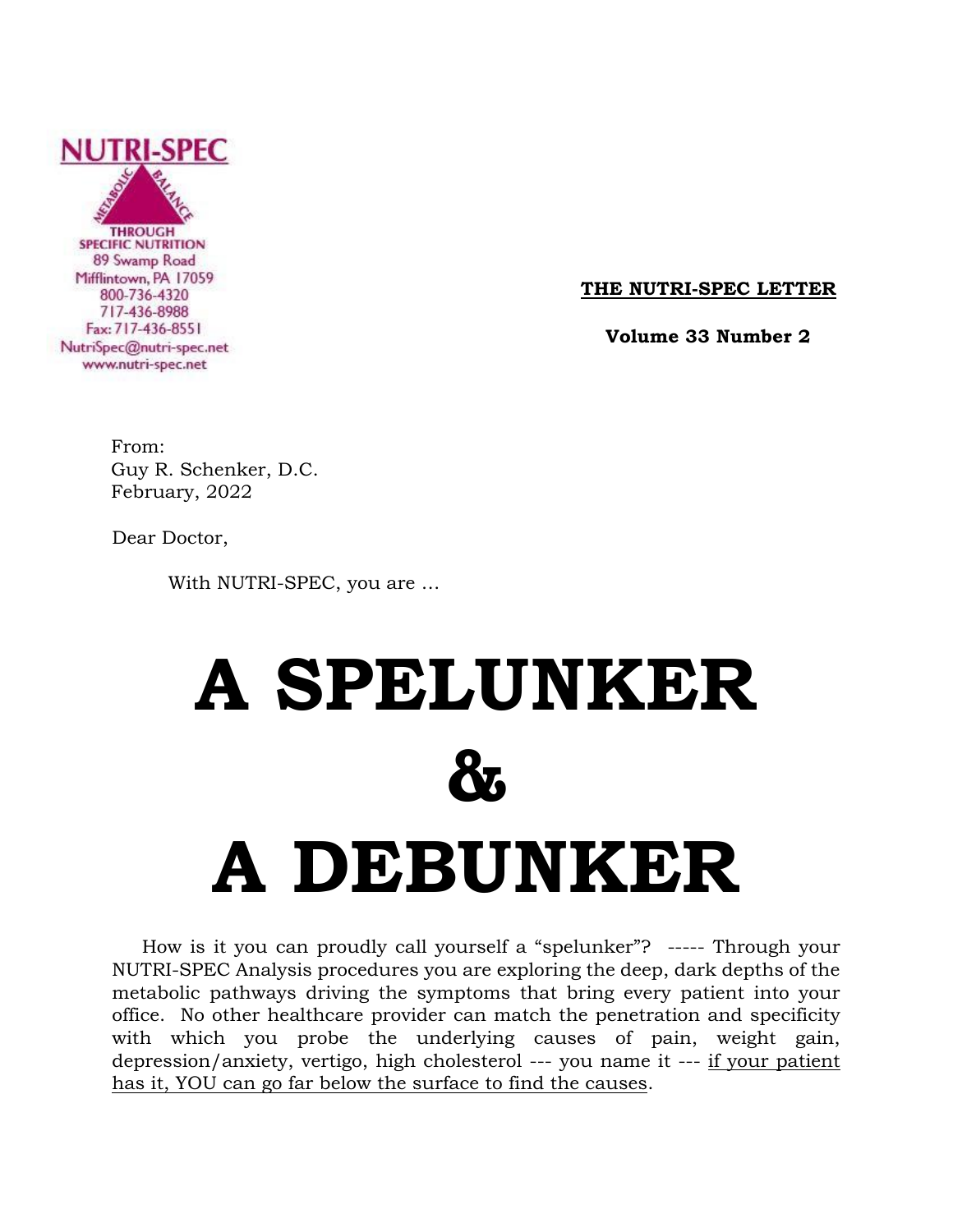NUTRI-SPEC

METABOLIC BALANCE

THROUGH SPECIFIC NUTRITION

89 Swamp Road
Mifflintown, PA 17059
800-736-4320
717-436-8988
Fax: 717-436-8551
NutriSpec@nutri-spec.net
www.nutri-spec.net

**THE NUTRI-SPEC LETTER**

**Volume 33 Number 2**

From:
Guy R. Schenker, D.C.
February, 2022

Dear Doctor,

With NUTRI-SPEC, you are …

# A SPELUNKER & A DEBUNKER

How is it you can proudly call yourself a "spelunker"? ----- Through your NUTRI-SPEC Analysis procedures you are exploring the deep, dark depths of the metabolic pathways driving the symptoms that bring every patient into your office. No other healthcare provider can match the penetration and specificity with which you probe the underlying causes of pain, weight gain, depression/anxiety, vertigo, high cholesterol --- you name it --- if your patient has it, YOU can go far below the surface to find the causes.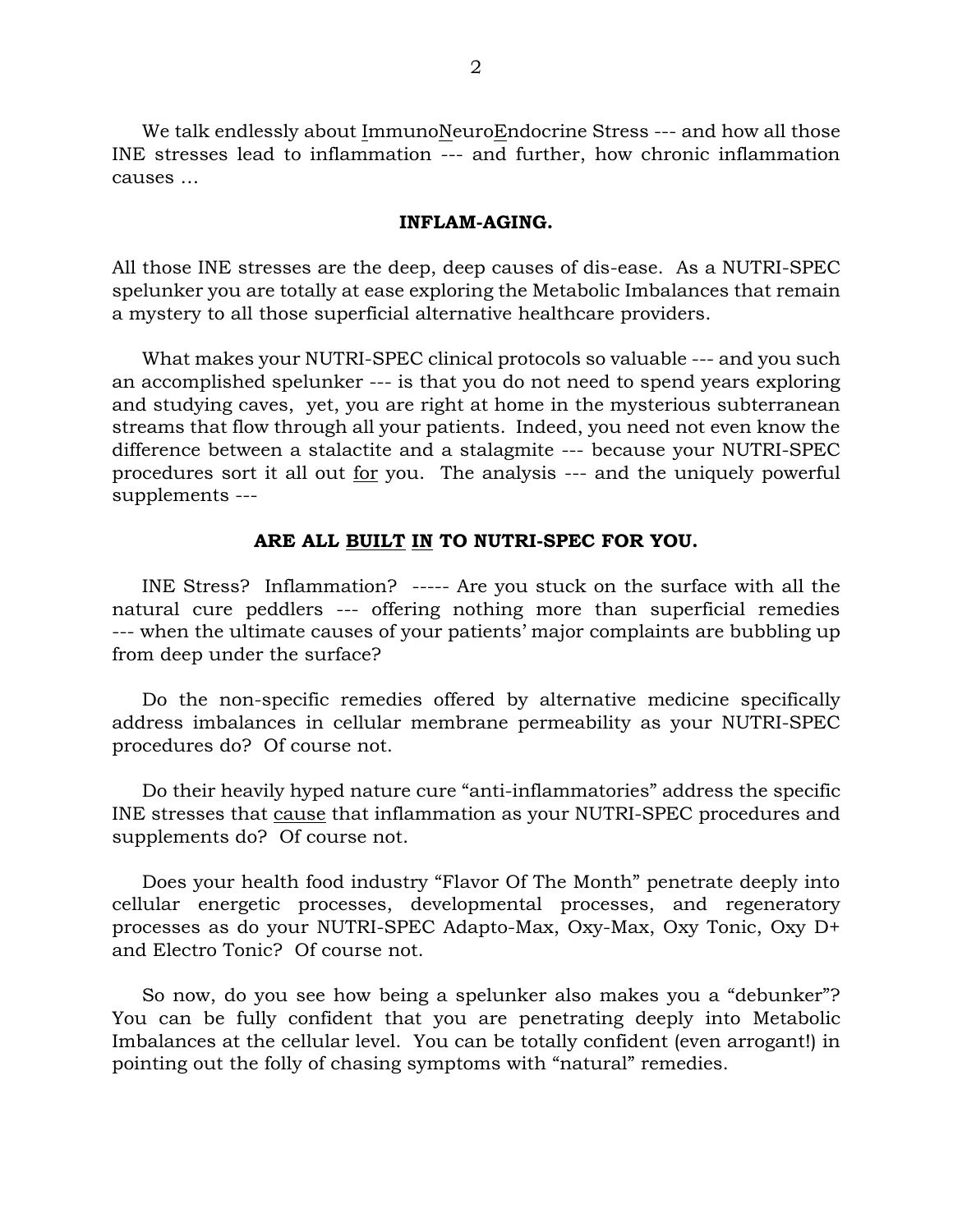We talk endlessly about <u>I</u>mmuno<u>N</u>euro<u>E</u>ndocrine Stress --- and how all those INE stresses lead to inflammation --- and further, how chronic inflammation causes …

**INFLAM-AGING.**

All those INE stresses are the deep, deep causes of dis-ease. As a NUTRI-SPEC spelunker you are totally at ease exploring the Metabolic Imbalances that remain a mystery to all those superficial alternative healthcare providers.

What makes your NUTRI-SPEC clinical protocols so valuable --- and you such an accomplished spelunker --- is that you do not need to spend years exploring and studying caves, yet, you are right at home in the mysterious subterranean streams that flow through all your patients. Indeed, you need not even know the difference between a stalactite and a stalagmite --- because your NUTRI-SPEC procedures sort it all out <u>for</u> you. The analysis --- and the uniquely powerful supplements ---

**ARE ALL <u>BUILT</u> <u>IN</u> TO NUTRI-SPEC FOR YOU.**

INE Stress? Inflammation? ----- Are you stuck on the surface with all the natural cure peddlers --- offering nothing more than superficial remedies --- when the ultimate causes of your patients' major complaints are bubbling up from deep under the surface?

Do the non-specific remedies offered by alternative medicine specifically address imbalances in cellular membrane permeability as your NUTRI-SPEC procedures do? Of course not.

Do their heavily hyped nature cure "anti-inflammatories" address the specific INE stresses that <u>cause</u> that inflammation as your NUTRI-SPEC procedures and supplements do? Of course not.

Does your health food industry "Flavor Of The Month" penetrate deeply into cellular energetic processes, developmental processes, and regeneratory processes as do your NUTRI-SPEC Adapto-Max, Oxy-Max, Oxy Tonic, Oxy D+ and Electro Tonic? Of course not.

So now, do you see how being a spelunker also makes you a "debunker"? You can be fully confident that you are penetrating deeply into Metabolic Imbalances at the cellular level. You can be totally confident (even arrogant!) in pointing out the folly of chasing symptoms with "natural" remedies.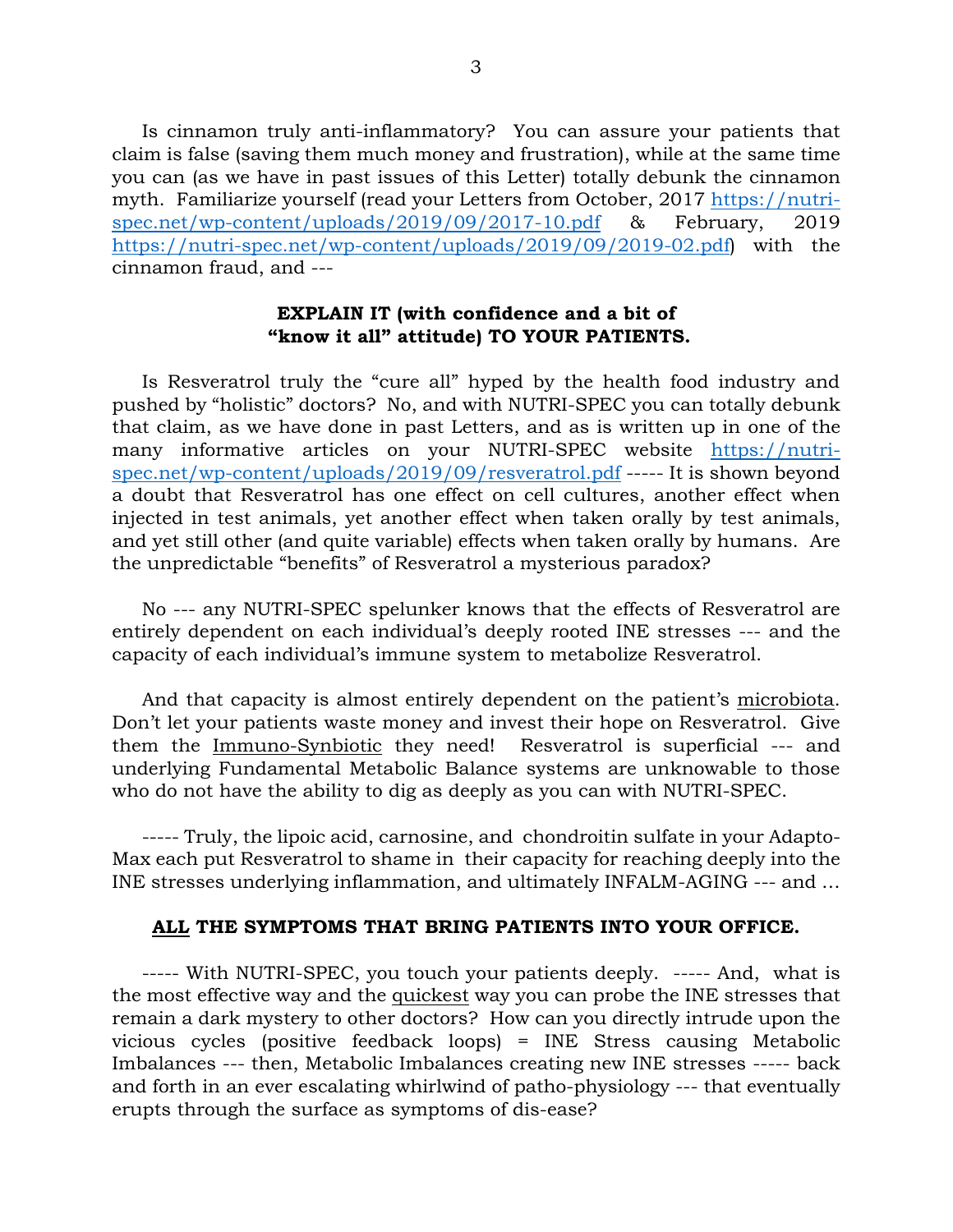Is cinnamon truly anti-inflammatory? You can assure your patients that claim is false (saving them much money and frustration), while at the same time you can (as we have in past issues of this Letter) totally debunk the cinnamon myth. Familiarize yourself (read your Letters from October, 2017 [https://nutri-spec.net/wp-content/uploads/2019/09/2017-10.pdf](https://nutri-spec.net/wp-content/uploads/2019/09/2017-10.pdf) & February, 2019 [https://nutri-spec.net/wp-content/uploads/2019/09/2019-02.pdf](https://nutri-spec.net/wp-content/uploads/2019/09/2019-02.pdf)) with the cinnamon fraud, and ---

**EXPLAIN IT (with confidence and a bit of "know it all" attitude) TO YOUR PATIENTS.**

Is Resveratrol truly the "cure all" hyped by the health food industry and pushed by "holistic" doctors? No, and with NUTRI-SPEC you can totally debunk that claim, as we have done in past Letters, and as is written up in one of the many informative articles on your NUTRI-SPEC website [https://nutri-spec.net/wp-content/uploads/2019/09/resveratrol.pdf](https://nutri-spec.net/wp-content/uploads/2019/09/resveratrol.pdf) ----- It is shown beyond a doubt that Resveratrol has one effect on cell cultures, another effect when injected in test animals, yet another effect when taken orally by test animals, and yet still other (and quite variable) effects when taken orally by humans. Are the unpredictable "benefits" of Resveratrol a mysterious paradox?

No --- any NUTRI-SPEC spelunker knows that the effects of Resveratrol are entirely dependent on each individual's deeply rooted INE stresses --- and the capacity of each individual's immune system to metabolize Resveratrol.

And that capacity is almost entirely dependent on the patient's <u>microbiota</u>. Don't let your patients waste money and invest their hope on Resveratrol. Give them the <u>Immuno-Synbiotic</u> they need! Resveratrol is superficial --- and underlying Fundamental Metabolic Balance systems are unknowable to those who do not have the ability to dig as deeply as you can with NUTRI-SPEC.

----- Truly, the lipoic acid, carnosine, and chondroitin sulfate in your Adapto-Max each put Resveratrol to shame in their capacity for reaching deeply into the INE stresses underlying inflammation, and ultimately INFALM-AGING --- and …

**<u>ALL</u> THE SYMPTOMS THAT BRING PATIENTS INTO YOUR OFFICE.**

----- With NUTRI-SPEC, you touch your patients deeply. ----- And, what is the most effective way and the <u>quickest</u> way you can probe the INE stresses that remain a dark mystery to other doctors? How can you directly intrude upon the vicious cycles (positive feedback loops) = INE Stress causing Metabolic Imbalances --- then, Metabolic Imbalances creating new INE stresses ----- back and forth in an ever escalating whirlwind of patho-physiology --- that eventually erupts through the surface as symptoms of dis-ease?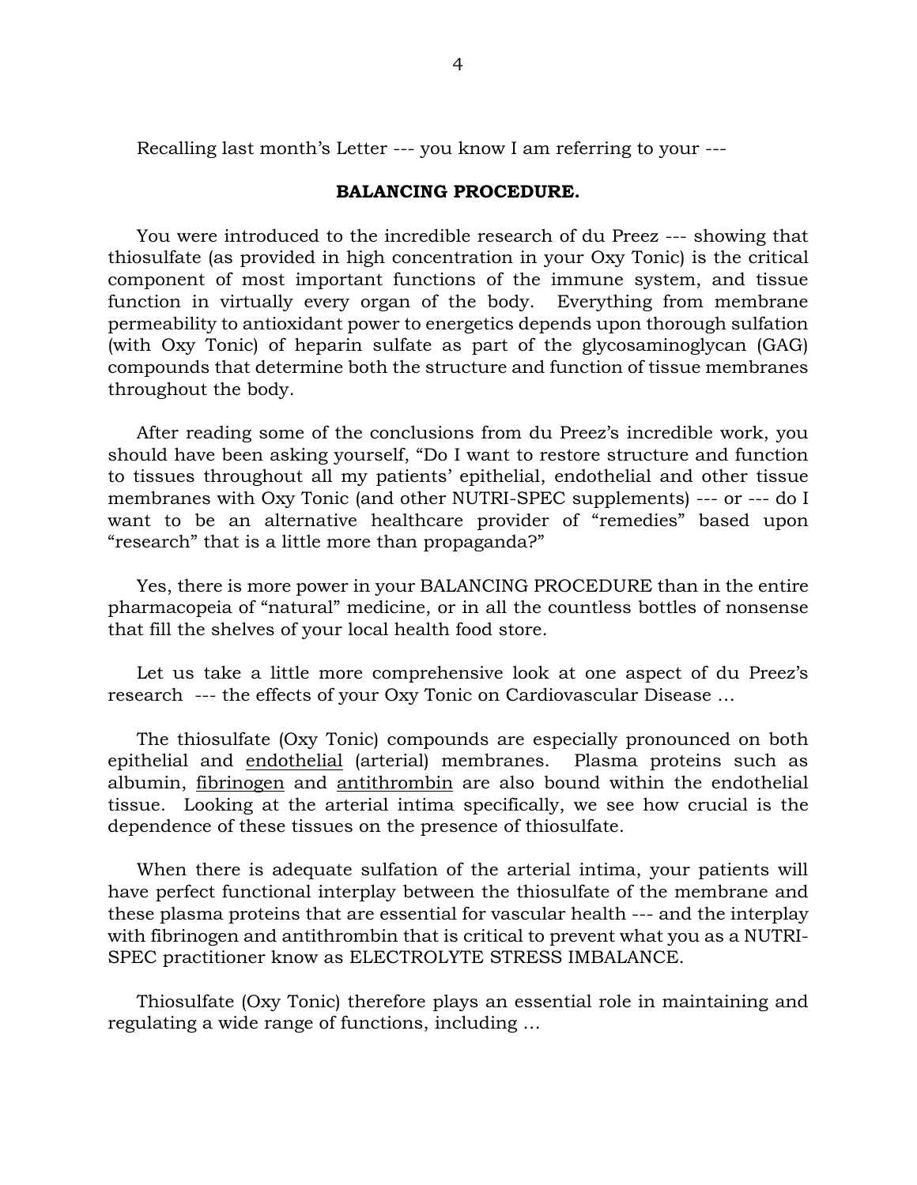Recalling last month's Letter --- you know I am referring to your ---

**BALANCING PROCEDURE.**

You were introduced to the incredible research of du Preez --- showing that thiosulfate (as provided in high concentration in your Oxy Tonic) is the critical component of most important functions of the immune system, and tissue function in virtually every organ of the body. Everything from membrane permeability to antioxidant power to energetics depends upon thorough sulfation (with Oxy Tonic) of heparin sulfate as part of the glycosaminoglycan (GAG) compounds that determine both the structure and function of tissue membranes throughout the body.

After reading some of the conclusions from du Preez's incredible work, you should have been asking yourself, "Do I want to restore structure and function to tissues throughout all my patients' epithelial, endothelial and other tissue membranes with Oxy Tonic (and other NUTRI-SPEC supplements) --- or --- do I want to be an alternative healthcare provider of "remedies" based upon "research" that is a little more than propaganda?"

Yes, there is more power in your BALANCING PROCEDURE than in the entire pharmacopeia of "natural" medicine, or in all the countless bottles of nonsense that fill the shelves of your local health food store.

Let us take a little more comprehensive look at one aspect of du Preez's research --- the effects of your Oxy Tonic on Cardiovascular Disease …

The thiosulfate (Oxy Tonic) compounds are especially pronounced on both epithelial and <u>endothelial</u> (arterial) membranes. Plasma proteins such as albumin, <u>fibrinogen</u> and <u>antithrombin</u> are also bound within the endothelial tissue. Looking at the arterial intima specifically, we see how crucial is the dependence of these tissues on the presence of thiosulfate.

When there is adequate sulfation of the arterial intima, your patients will have perfect functional interplay between the thiosulfate of the membrane and these plasma proteins that are essential for vascular health --- and the interplay with fibrinogen and antithrombin that is critical to prevent what you as a NUTRI-SPEC practitioner know as ELECTROLYTE STRESS IMBALANCE.

Thiosulfate (Oxy Tonic) therefore plays an essential role in maintaining and regulating a wide range of functions, including …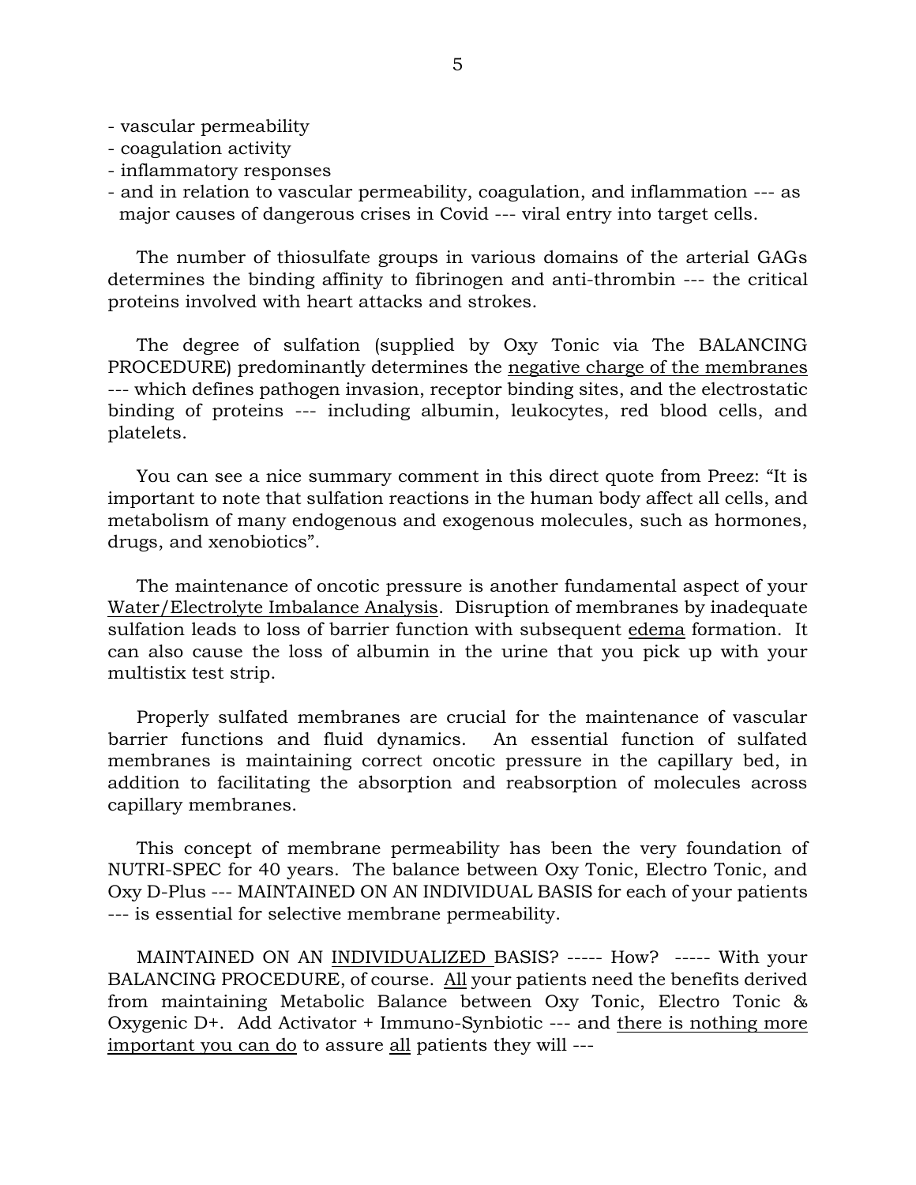- vascular permeability
- coagulation activity
- inflammatory responses
- and in relation to vascular permeability, coagulation, and inflammation --- as major causes of dangerous crises in Covid --- viral entry into target cells.

The number of thiosulfate groups in various domains of the arterial GAGs determines the binding affinity to fibrinogen and anti-thrombin --- the critical proteins involved with heart attacks and strokes.

The degree of sulfation (supplied by Oxy Tonic via The BALANCING PROCEDURE) predominantly determines the <u>negative charge of the membranes</u> --- which defines pathogen invasion, receptor binding sites, and the electrostatic binding of proteins --- including albumin, leukocytes, red blood cells, and platelets.

You can see a nice summary comment in this direct quote from Preez: "It is important to note that sulfation reactions in the human body affect all cells, and metabolism of many endogenous and exogenous molecules, such as hormones, drugs, and xenobiotics".

The maintenance of oncotic pressure is another fundamental aspect of your <u>Water/Electrolyte Imbalance Analysis</u>. Disruption of membranes by inadequate sulfation leads to loss of barrier function with subsequent <u>edema</u> formation. It can also cause the loss of albumin in the urine that you pick up with your multistix test strip.

Properly sulfated membranes are crucial for the maintenance of vascular barrier functions and fluid dynamics. An essential function of sulfated membranes is maintaining correct oncotic pressure in the capillary bed, in addition to facilitating the absorption and reabsorption of molecules across capillary membranes.

This concept of membrane permeability has been the very foundation of NUTRI-SPEC for 40 years. The balance between Oxy Tonic, Electro Tonic, and Oxy D-Plus --- MAINTAINED ON AN INDIVIDUAL BASIS for each of your patients --- is essential for selective membrane permeability.

MAINTAINED ON AN <u>INDIVIDUALIZED</u> BASIS? ----- How? ----- With your BALANCING PROCEDURE, of course. <u>All</u> your patients need the benefits derived from maintaining Metabolic Balance between Oxy Tonic, Electro Tonic & Oxygenic D+. Add Activator + Immuno-Synbiotic --- and <u>there is nothing more important you can do</u> to assure <u>all</u> patients they will ---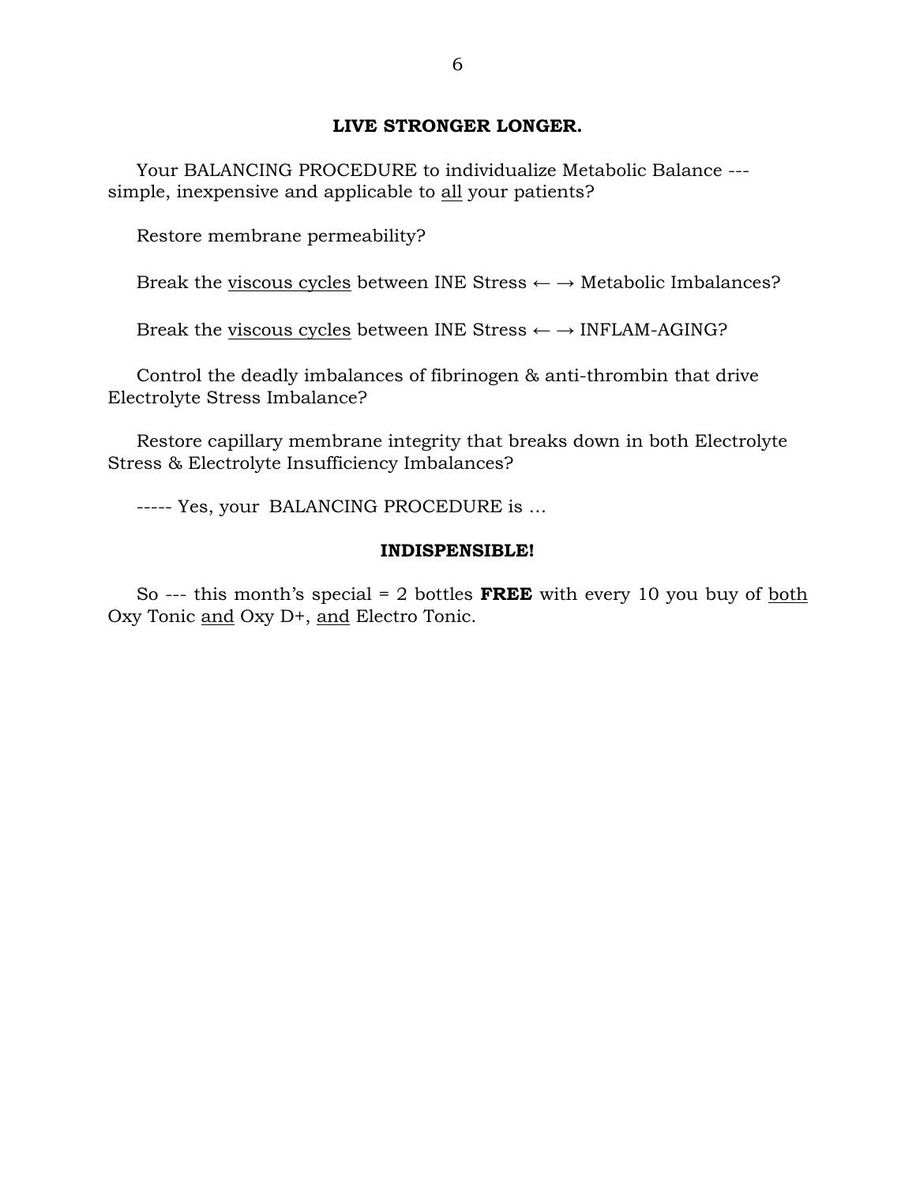**LIVE STRONGER LONGER.**

Your BALANCING PROCEDURE to individualize Metabolic Balance --- simple, inexpensive and applicable to <u>all</u> your patients?

Restore membrane permeability?

Break the <u>viscous cycles</u> between INE Stress ← → Metabolic Imbalances?

Break the <u>viscous cycles</u> between INE Stress ← → INFLAM-AGING?

Control the deadly imbalances of fibrinogen & anti-thrombin that drive Electrolyte Stress Imbalance?

Restore capillary membrane integrity that breaks down in both Electrolyte Stress & Electrolyte Insufficiency Imbalances?

----- Yes, your BALANCING PROCEDURE is …

**INDISPENSIBLE!**

So --- this month's special = 2 bottles **FREE** with every 10 you buy of <u>both</u> Oxy Tonic <u>and</u> Oxy D+, <u>and</u> Electro Tonic.